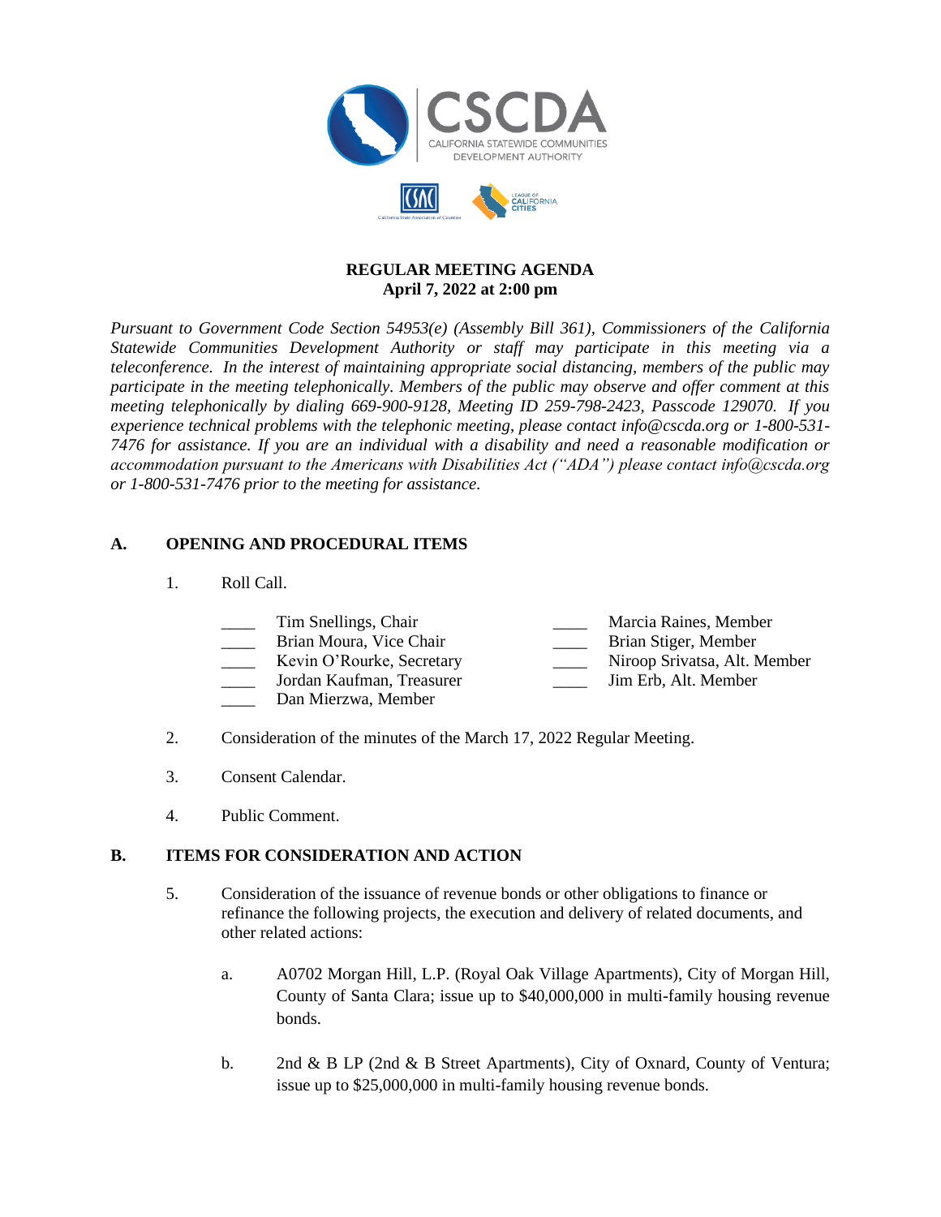CSCDA

CALIFORNIA STATEWIDE COMMUNITIES DEVELOPMENT AUTHORITY

**REGULAR MEETING AGENDA**
**April 7, 2022 at 2:00 pm**

*Pursuant to Government Code Section 54953(e) (Assembly Bill 361), Commissioners of the California Statewide Communities Development Authority or staff may participate in this meeting via a teleconference. In the interest of maintaining appropriate social distancing, members of the public may participate in the meeting telephonically. Members of the public may observe and offer comment at this meeting telephonically by dialing 669-900-9128, Meeting ID 259-798-2423, Passcode 129070. If you experience technical problems with the telephonic meeting, please contact info@cscda.org or 1-800-531-7476 for assistance. If you are an individual with a disability and need a reasonable modification or accommodation pursuant to the Americans with Disabilities Act ("ADA") please contact info@cscda.org or 1-800-531-7476 prior to the meeting for assistance.*

## A. OPENING AND PROCEDURAL ITEMS

1. Roll Call.

   ____ Tim Snellings, Chair
   ____ Brian Moura, Vice Chair
   ____ Kevin O'Rourke, Secretary
   ____ Jordan Kaufman, Treasurer
   ____ Dan Mierzwa, Member
   ____ Marcia Raines, Member
   ____ Brian Stiger, Member
   ____ Niroop Srivatsa, Alt. Member
   ____ Jim Erb, Alt. Member

2. Consideration of the minutes of the March 17, 2022 Regular Meeting.

3. Consent Calendar.

4. Public Comment.

## B. ITEMS FOR CONSIDERATION AND ACTION

5. Consideration of the issuance of revenue bonds or other obligations to finance or refinance the following projects, the execution and delivery of related documents, and other related actions:

   a. A0702 Morgan Hill, L.P. (Royal Oak Village Apartments), City of Morgan Hill, County of Santa Clara; issue up to $40,000,000 in multi-family housing revenue bonds.

   b. 2nd & B LP (2nd & B Street Apartments), City of Oxnard, County of Ventura; issue up to $25,000,000 in multi-family housing revenue bonds.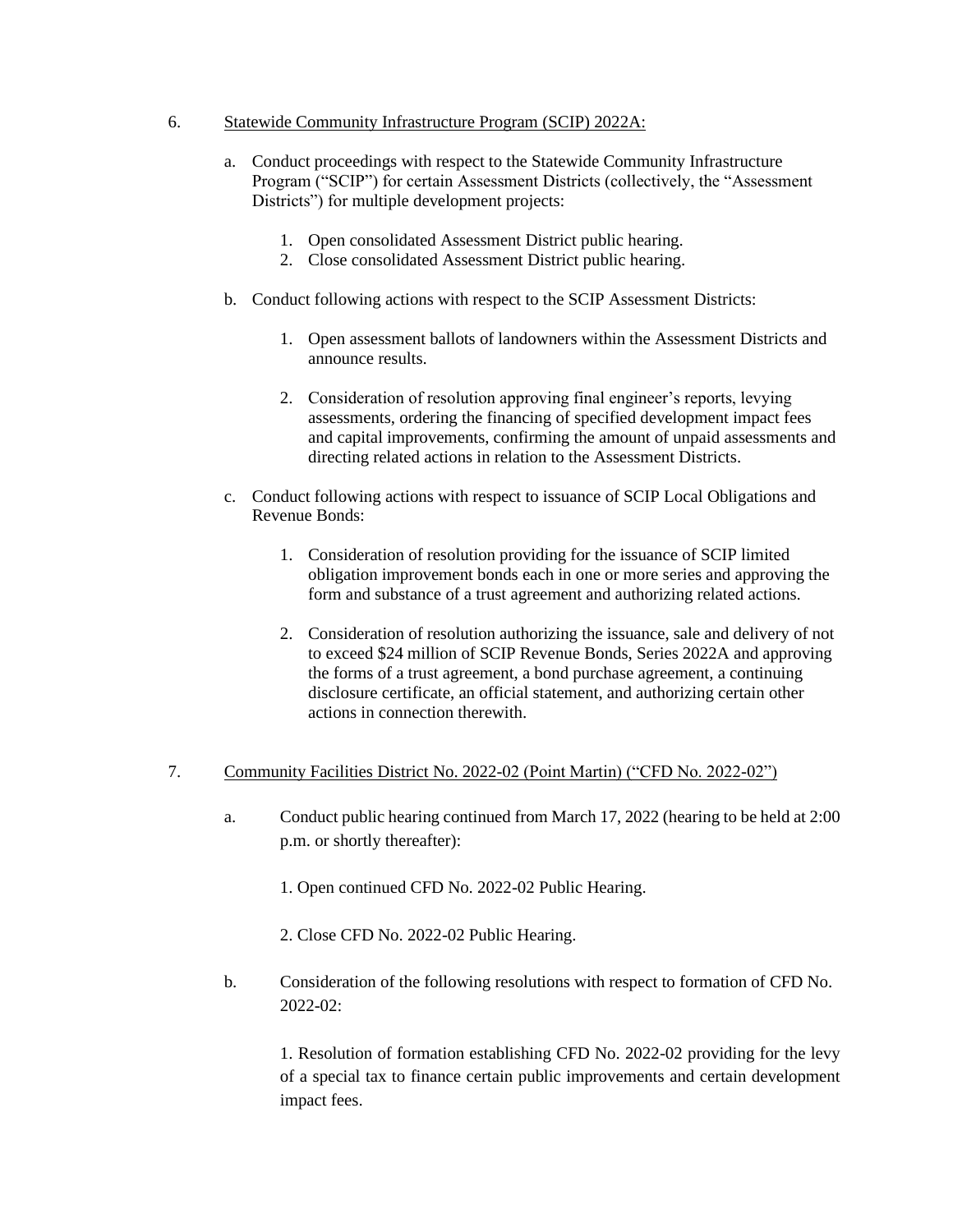6. <u>Statewide Community Infrastructure Program (SCIP) 2022A:</u>

   a. Conduct proceedings with respect to the Statewide Community Infrastructure Program ("SCIP") for certain Assessment Districts (collectively, the "Assessment Districts") for multiple development projects:

      1. Open consolidated Assessment District public hearing.
      2. Close consolidated Assessment District public hearing.

   b. Conduct following actions with respect to the SCIP Assessment Districts:

      1. Open assessment ballots of landowners within the Assessment Districts and announce results.

      2. Consideration of resolution approving final engineer's reports, levying assessments, ordering the financing of specified development impact fees and capital improvements, confirming the amount of unpaid assessments and directing related actions in relation to the Assessment Districts.

   c. Conduct following actions with respect to issuance of SCIP Local Obligations and Revenue Bonds:

      1. Consideration of resolution providing for the issuance of SCIP limited obligation improvement bonds each in one or more series and approving the form and substance of a trust agreement and authorizing related actions.

      2. Consideration of resolution authorizing the issuance, sale and delivery of not to exceed $24 million of SCIP Revenue Bonds, Series 2022A and approving the forms of a trust agreement, a bond purchase agreement, a continuing disclosure certificate, an official statement, and authorizing certain other actions in connection therewith.

7. <u>Community Facilities District No. 2022-02 (Point Martin) ("CFD No. 2022-02")</u>

   a. Conduct public hearing continued from March 17, 2022 (hearing to be held at 2:00 p.m. or shortly thereafter):

      1. Open continued CFD No. 2022-02 Public Hearing.

      2. Close CFD No. 2022-02 Public Hearing.

   b. Consideration of the following resolutions with respect to formation of CFD No. 2022-02:

      1. Resolution of formation establishing CFD No. 2022-02 providing for the levy of a special tax to finance certain public improvements and certain development impact fees.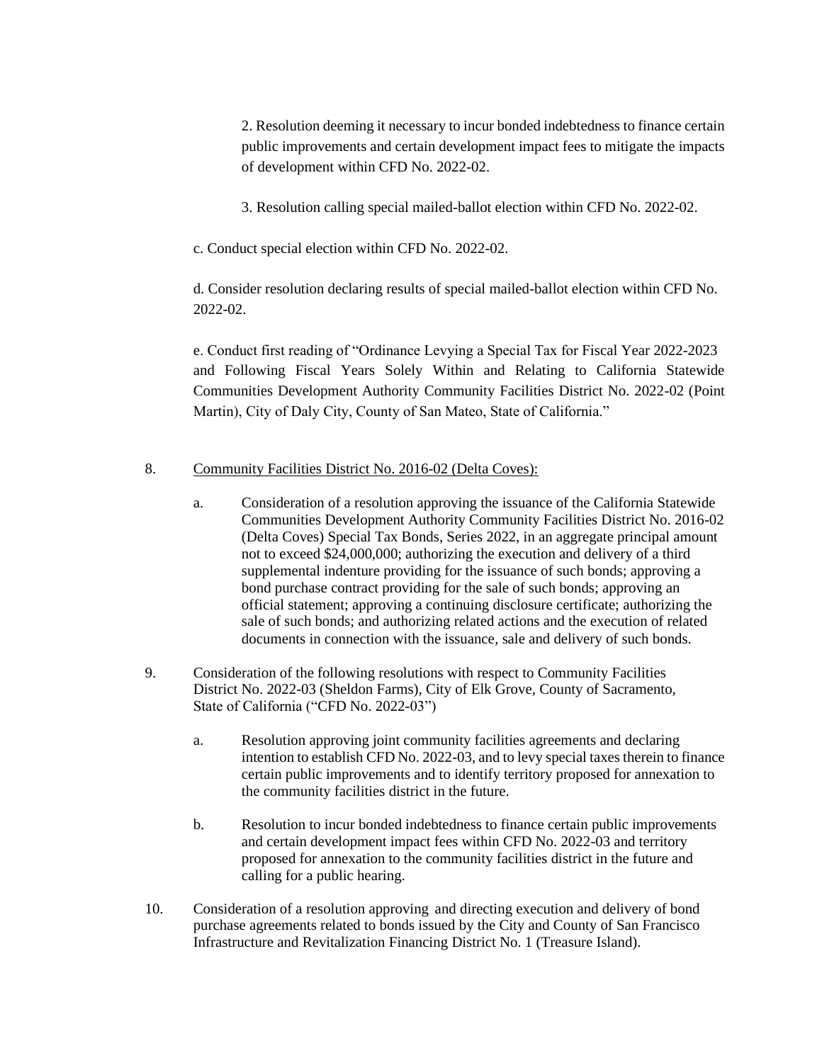2. Resolution deeming it necessary to incur bonded indebtedness to finance certain public improvements and certain development impact fees to mitigate the impacts of development within CFD No. 2022-02.

3. Resolution calling special mailed-ballot election within CFD No. 2022-02.

c. Conduct special election within CFD No. 2022-02.

d. Consider resolution declaring results of special mailed-ballot election within CFD No. 2022-02.

e. Conduct first reading of "Ordinance Levying a Special Tax for Fiscal Year 2022-2023 and Following Fiscal Years Solely Within and Relating to California Statewide Communities Development Authority Community Facilities District No. 2022-02 (Point Martin), City of Daly City, County of San Mateo, State of California."

8. Community Facilities District No. 2016-02 (Delta Coves):

   a. Consideration of a resolution approving the issuance of the California Statewide Communities Development Authority Community Facilities District No. 2016-02 (Delta Coves) Special Tax Bonds, Series 2022, in an aggregate principal amount not to exceed $24,000,000; authorizing the execution and delivery of a third supplemental indenture providing for the issuance of such bonds; approving a bond purchase contract providing for the sale of such bonds; approving an official statement; approving a continuing disclosure certificate; authorizing the sale of such bonds; and authorizing related actions and the execution of related documents in connection with the issuance, sale and delivery of such bonds.

9. Consideration of the following resolutions with respect to Community Facilities District No. 2022-03 (Sheldon Farms), City of Elk Grove, County of Sacramento, State of California ("CFD No. 2022-03")

   a. Resolution approving joint community facilities agreements and declaring intention to establish CFD No. 2022-03, and to levy special taxes therein to finance certain public improvements and to identify territory proposed for annexation to the community facilities district in the future.

   b. Resolution to incur bonded indebtedness to finance certain public improvements and certain development impact fees within CFD No. 2022-03 and territory proposed for annexation to the community facilities district in the future and calling for a public hearing.

10. Consideration of a resolution approving and directing execution and delivery of bond purchase agreements related to bonds issued by the City and County of San Francisco Infrastructure and Revitalization Financing District No. 1 (Treasure Island).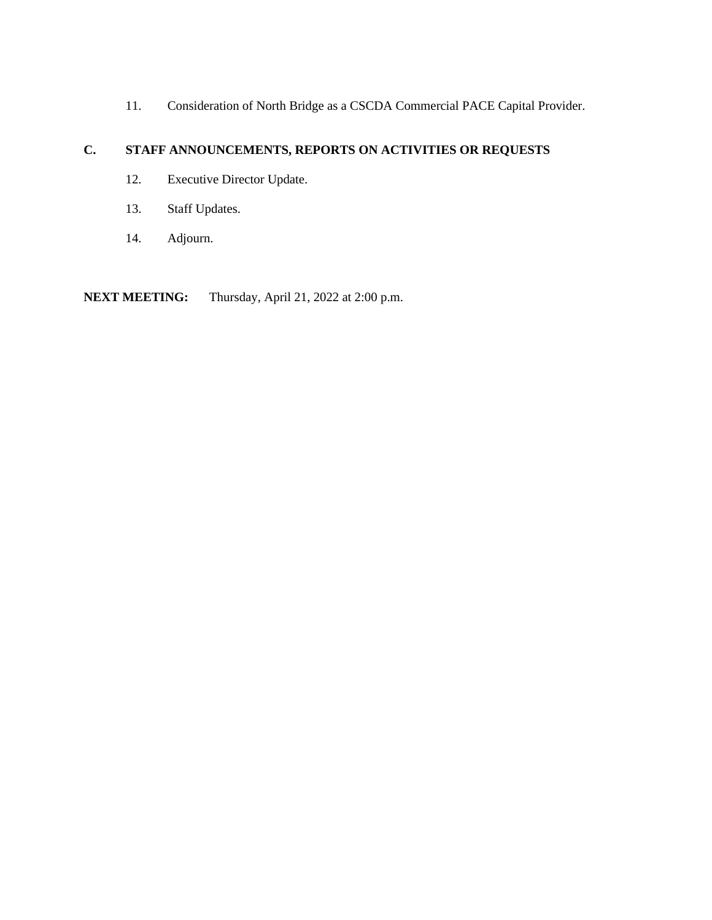11. Consideration of North Bridge as a CSCDA Commercial PACE Capital Provider.

## C. STAFF ANNOUNCEMENTS, REPORTS ON ACTIVITIES OR REQUESTS

12. Executive Director Update.

13. Staff Updates.

14. Adjourn.

**NEXT MEETING:** Thursday, April 21, 2022 at 2:00 p.m.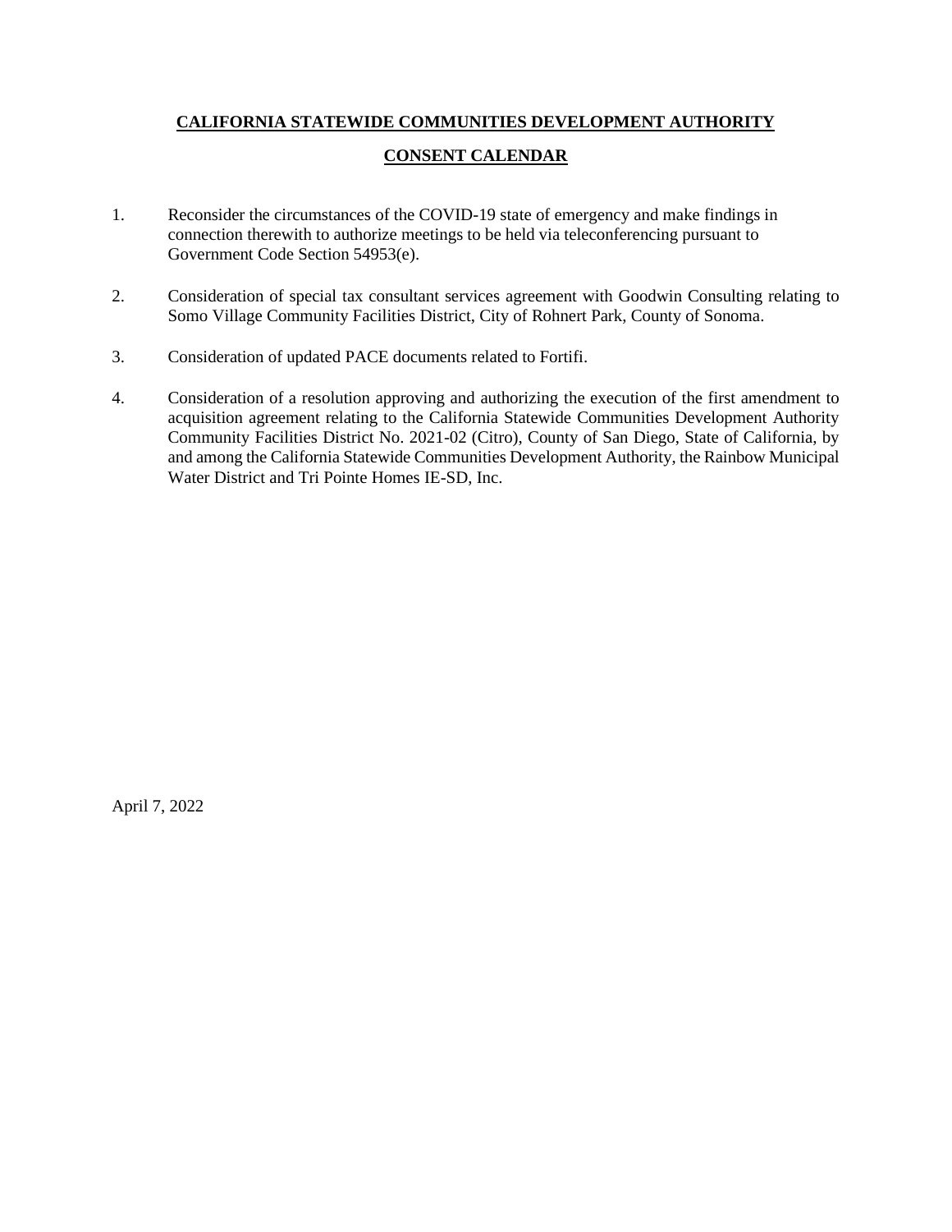**CALIFORNIA STATEWIDE COMMUNITIES DEVELOPMENT AUTHORITY**

**CONSENT CALENDAR**

1. Reconsider the circumstances of the COVID-19 state of emergency and make findings in connection therewith to authorize meetings to be held via teleconferencing pursuant to Government Code Section 54953(e).

2. Consideration of special tax consultant services agreement with Goodwin Consulting relating to Somo Village Community Facilities District, City of Rohnert Park, County of Sonoma.

3. Consideration of updated PACE documents related to Fortifi.

4. Consideration of a resolution approving and authorizing the execution of the first amendment to acquisition agreement relating to the California Statewide Communities Development Authority Community Facilities District No. 2021-02 (Citro), County of San Diego, State of California, by and among the California Statewide Communities Development Authority, the Rainbow Municipal Water District and Tri Pointe Homes IE-SD, Inc.

April 7, 2022